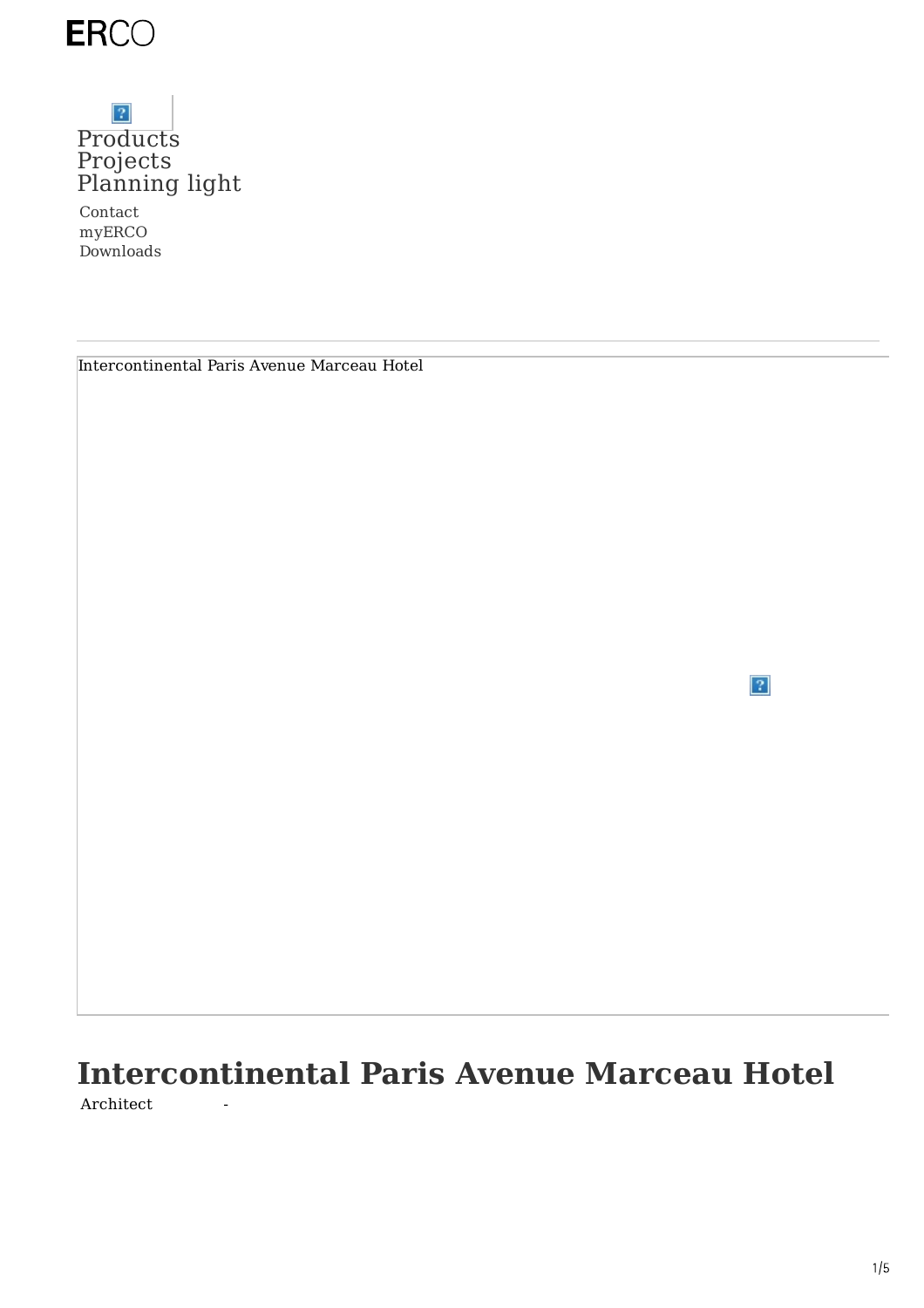ERCO

Products
Projects
Planning light

Contact
myERCO
Downloads

Intercontinental Paris Avenue Marceau Hotel

# Intercontinental Paris Avenue Marceau Hotel

| Architect | - |
|---|---|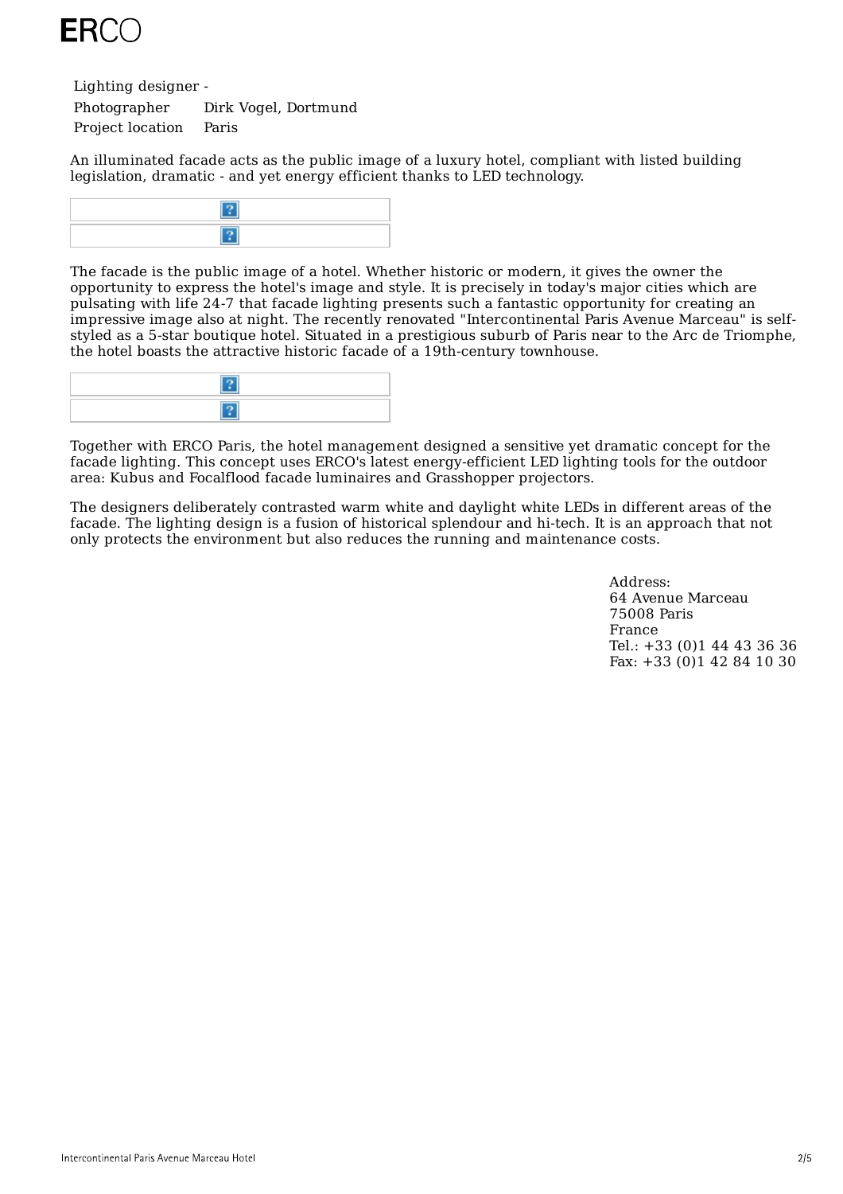| | |
|---|---|
| Lighting designer | - |
| Photographer | Dirk Vogel, Dortmund |
| Project location | Paris |

An illuminated facade acts as the public image of a luxury hotel, compliant with listed building legislation, dramatic - and yet energy efficient thanks to LED technology.

The facade is the public image of a hotel. Whether historic or modern, it gives the owner the opportunity to express the hotel's image and style. It is precisely in today's major cities which are pulsating with life 24-7 that facade lighting presents such a fantastic opportunity for creating an impressive image also at night. The recently renovated "Intercontinental Paris Avenue Marceau" is self-styled as a 5-star boutique hotel. Situated in a prestigious suburb of Paris near to the Arc de Triomphe, the hotel boasts the attractive historic facade of a 19th-century townhouse.

Together with ERCO Paris, the hotel management designed a sensitive yet dramatic concept for the facade lighting. This concept uses ERCO's latest energy-efficient LED lighting tools for the outdoor area: Kubus and Focalflood facade luminaires and Grasshopper projectors.

The designers deliberately contrasted warm white and daylight white LEDs in different areas of the facade. The lighting design is a fusion of historical splendour and hi-tech. It is an approach that not only protects the environment but also reduces the running and maintenance costs.

Address:
64 Avenue Marceau
75008 Paris
France
Tel.: +33 (0)1 44 43 36 36
Fax: +33 (0)1 42 84 10 30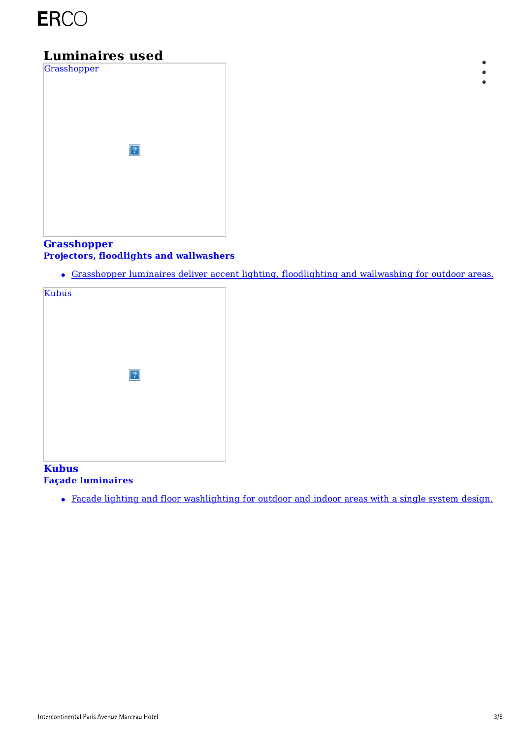# Luminaires used

Grasshopper

## Grasshopper

**Projectors, floodlights and wallwashers**

- Grasshopper luminaires deliver accent lighting, floodlighting and wallwashing for outdoor areas.

Kubus

## Kubus

**Façade luminaires**

- Façade lighting and floor washlighting for outdoor and indoor areas with a single system design.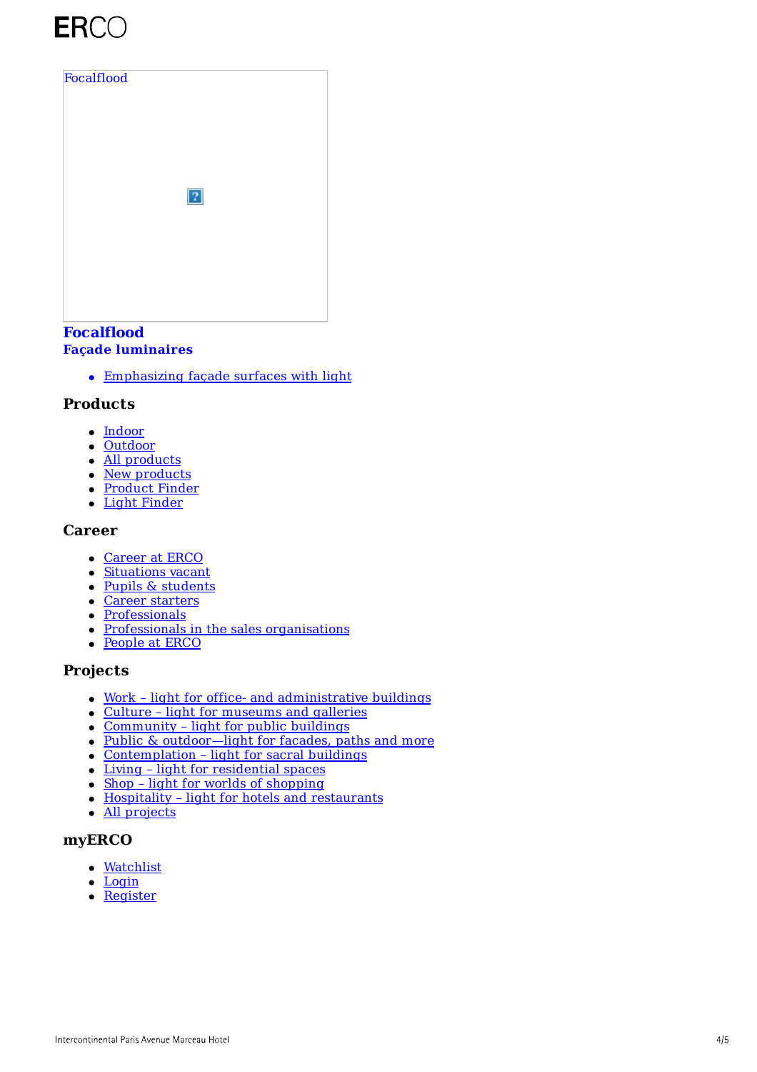Focalflood

**Focalflood**
**Façade luminaires**

- Emphasizing façade surfaces with light

### Products

- Indoor
- Outdoor
- All products
- New products
- Product Finder
- Light Finder

### Career

- Career at ERCO
- Situations vacant
- Pupils & students
- Career starters
- Professionals
- Professionals in the sales organisations
- People at ERCO

### Projects

- Work – light for office- and administrative buildings
- Culture – light for museums and galleries
- Community – light for public buildings
- Public & outdoor—light for facades, paths and more
- Contemplation – light for sacral buildings
- Living – light for residential spaces
- Shop – light for worlds of shopping
- Hospitality – light for hotels and restaurants
- All projects

### myERCO

- Watchlist
- Login
- Register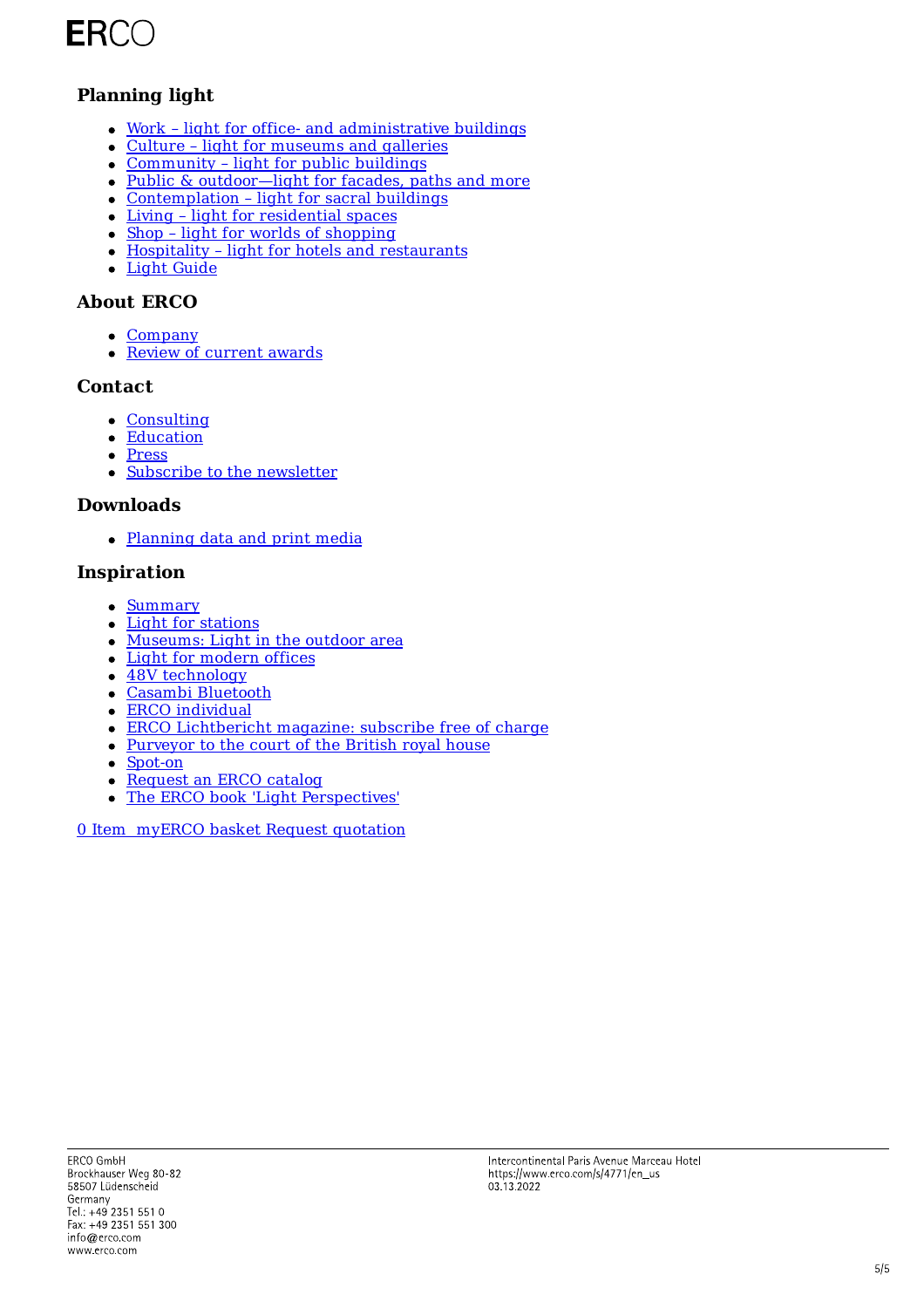## Planning light

- Work – light for office- and administrative buildings
- Culture – light for museums and galleries
- Community – light for public buildings
- Public & outdoor—light for facades, paths and more
- Contemplation – light for sacral buildings
- Living – light for residential spaces
- Shop – light for worlds of shopping
- Hospitality – light for hotels and restaurants
- Light Guide

## About ERCO

- Company
- Review of current awards

## Contact

- Consulting
- Education
- Press
- Subscribe to the newsletter

## Downloads

- Planning data and print media

## Inspiration

- Summary
- Light for stations
- Museums: Light in the outdoor area
- Light for modern offices
- 48V technology
- Casambi Bluetooth
- ERCO individual
- ERCO Lichtbericht magazine: subscribe free of charge
- Purveyor to the court of the British royal house
- Spot-on
- Request an ERCO catalog
- The ERCO book 'Light Perspectives'

0 Item myERCO basket Request quotation